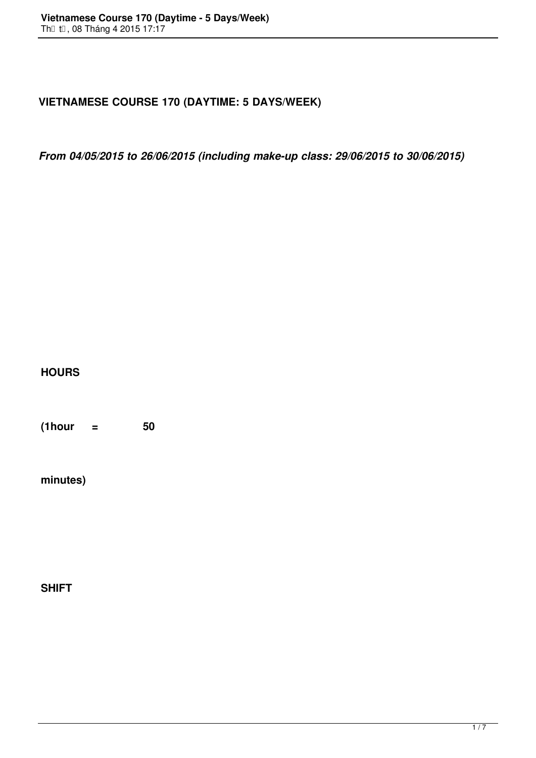**VIETNAMESE COURSE 170 (DAYTIME: 5 DAYS/WEEK)**

***From 04/05/2015 to 26/06/2015 (including make-up class: 29/06/2015 to 30/06/2015)***

**HOURS**

**(1hour = 50**

**minutes)**

**SHIFT**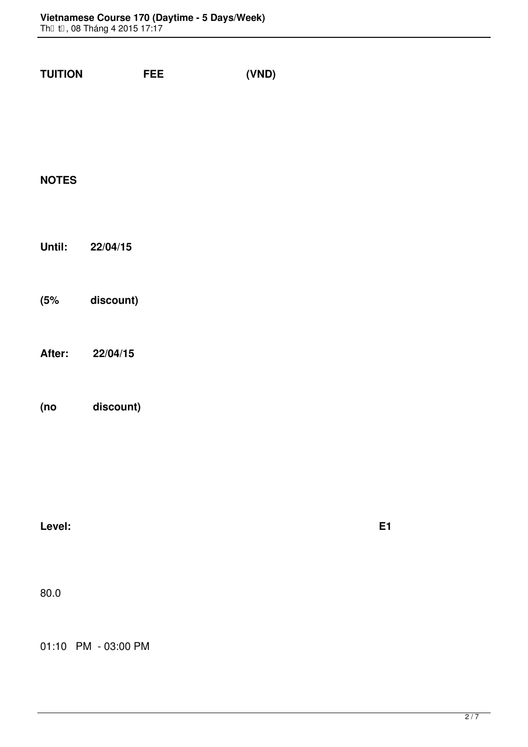**TUITION FEE (VND)**

**NOTES**

**Until: 22/04/15**

**(5% discount)**

**After: 22/04/15**

**(no discount)**

**Level: E1**

80.0

01:10 PM - 03:00 PM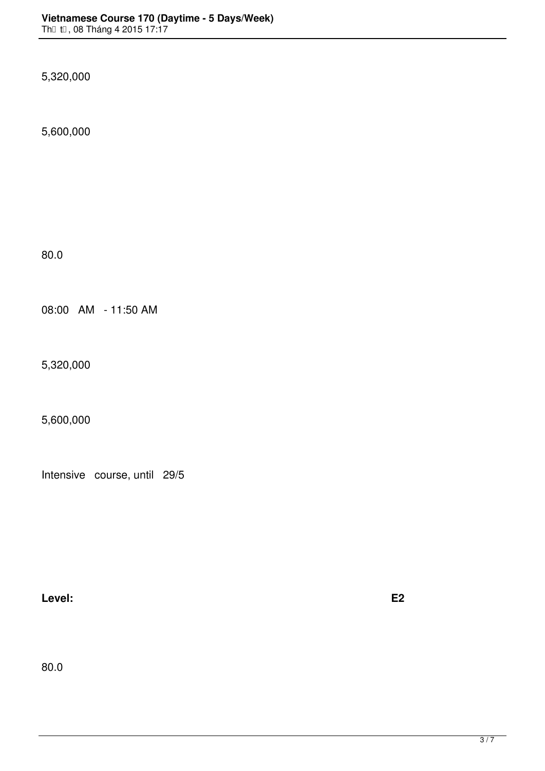5,320,000

5,600,000

80.0

08:00 AM - 11:50 AM

5,320,000

5,600,000

Intensive course, until 29/5

**Level:** **E2**

80.0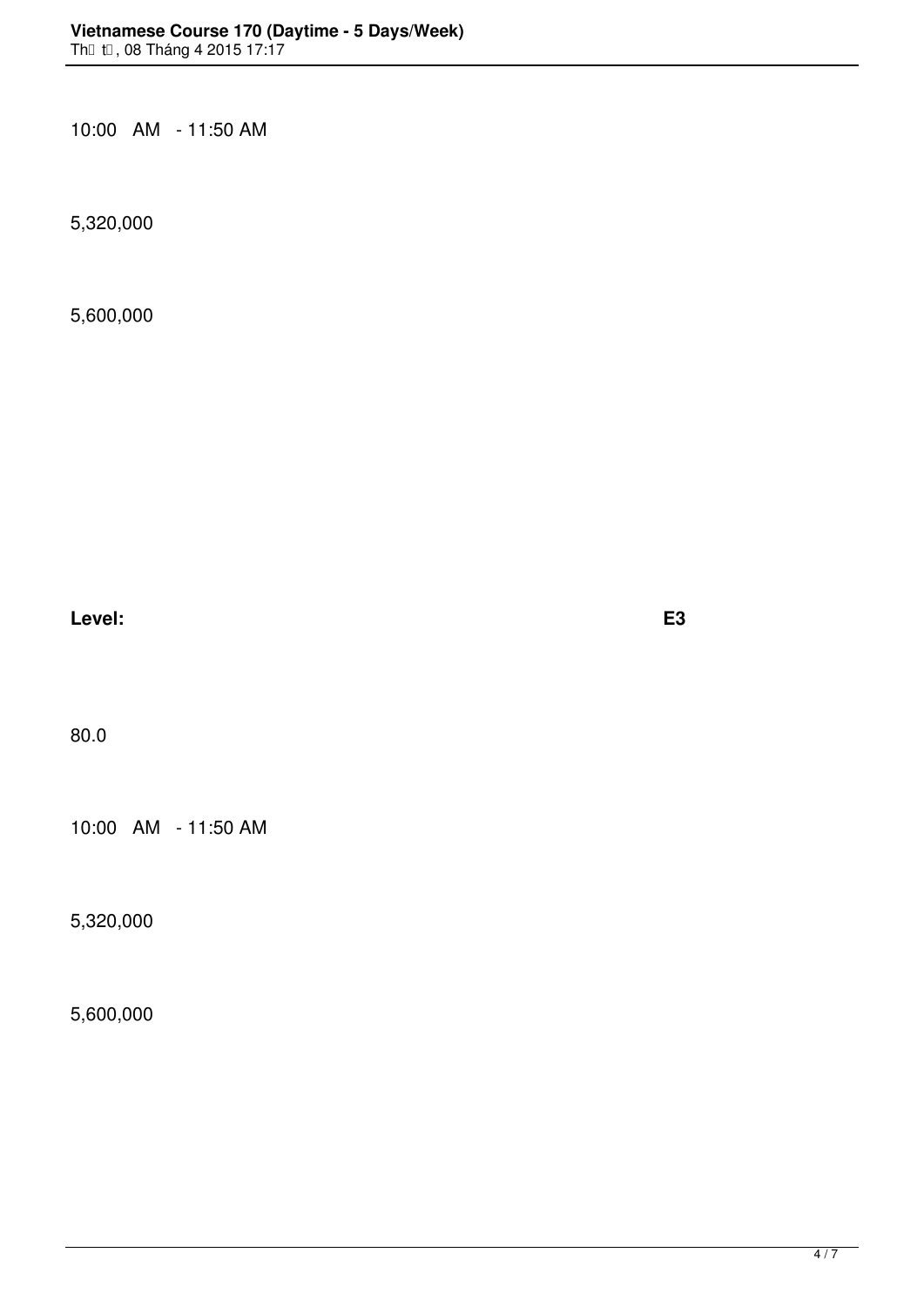10:00 AM - 11:50 AM

5,320,000

5,600,000

**Level:** **E3**

80.0

10:00 AM - 11:50 AM

5,320,000

5,600,000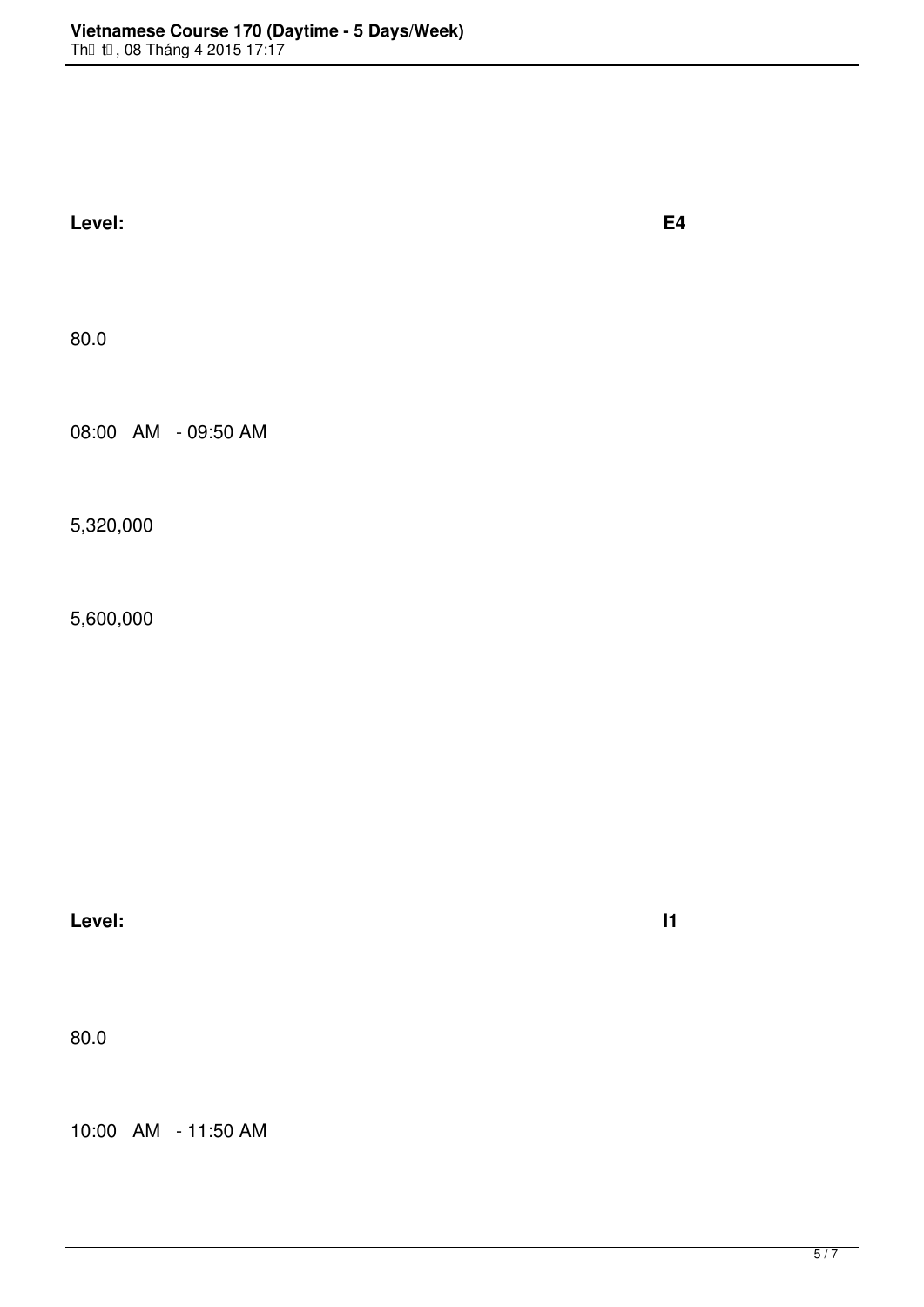**Level:** **E4**

80.0

08:00 AM - 09:50 AM

5,320,000

5,600,000

**Level:** **I1**

80.0

10:00 AM - 11:50 AM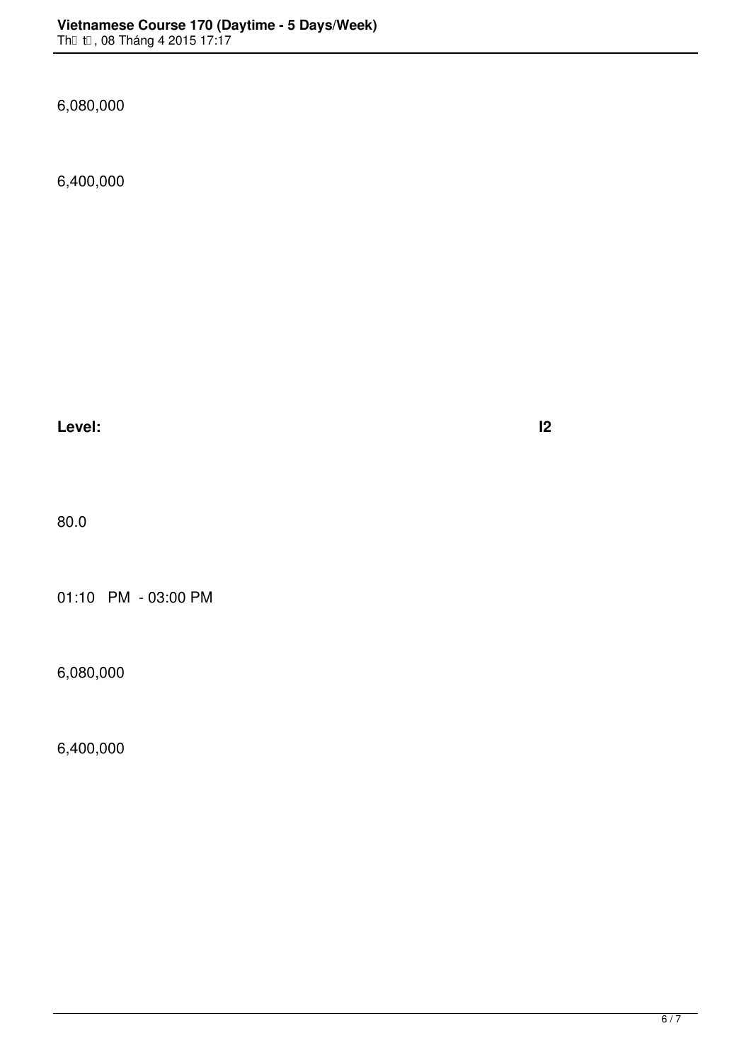6,080,000

6,400,000

**Level:** **I2**

80.0

01:10 PM - 03:00 PM

6,080,000

6,400,000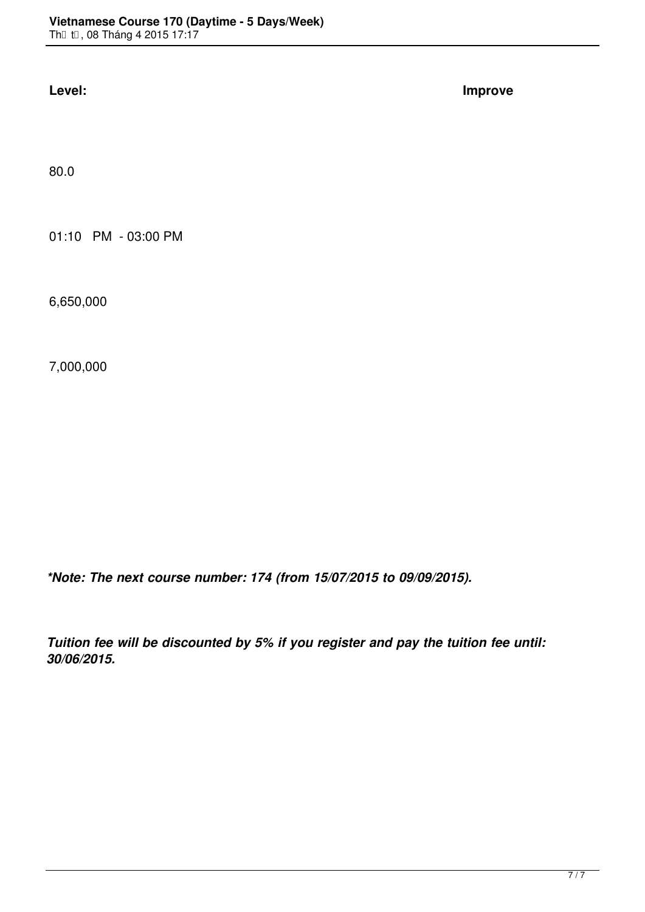**Level:** **Improve**

80.0

01:10 PM - 03:00 PM

6,650,000

7,000,000

***Note: The next course number: 174 (from 15/07/2015 to 09/09/2015).**

***Tuition fee will be discounted by 5% if you register and pay the tuition fee until: 30/06/2015.***